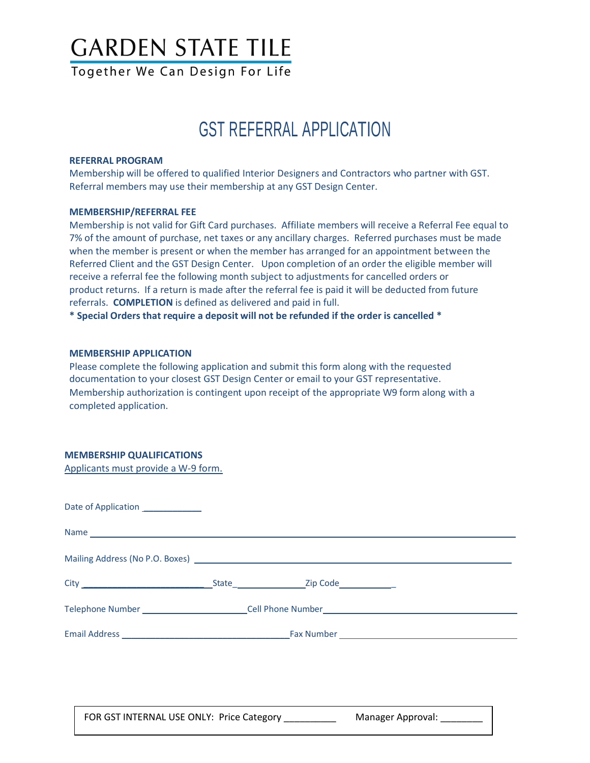# GARDEN STATE TILE

Together We Can Design For Life

## GST REFERRAL APPLICATION

**REFERRAL PROGRAM**

Membership will be offered to qualified Interior Designers and Contractors who partner with GST. Referral members may use their membership at any GST Design Center.

**MEMBERSHIP/REFERRAL FEE**

Membership is not valid for Gift Card purchases. Affiliate members will receive a Referral Fee equal to 7% of the amount of purchase, net taxes or any ancillary charges. Referred purchases must be made when the member is present or when the member has arranged for an appointment between the Referred Client and the GST Design Center. Upon completion of an order the eligible member will receive a referral fee the following month subject to adjustments for cancelled orders or product returns. If a return is made after the referral fee is paid it will be deducted from future referrals. **COMPLETION** is defined as delivered and paid in full.

**\* Special Orders that require a deposit will not be refunded if the order is cancelled \***

**MEMBERSHIP APPLICATION**

Please complete the following application and submit this form along with the requested documentation to your closest GST Design Center or email to your GST representative. Membership authorization is contingent upon receipt of the appropriate W9 form along with a completed application.

**MEMBERSHIP QUALIFICATIONS**

Applicants must provide a W-9 form.

Date of Application ____________

Name ______________________________________________________________________________

Mailing Address (No P.O. Boxes) _______________________________________________________________

City __________________________ State_______________ Zip Code____________

Telephone Number _____________________ Cell Phone Number_______________________________________

Email Address __________________________________ Fax Number ____________________________________

FOR GST INTERNAL USE ONLY: Price Category __________ Manager Approval: ________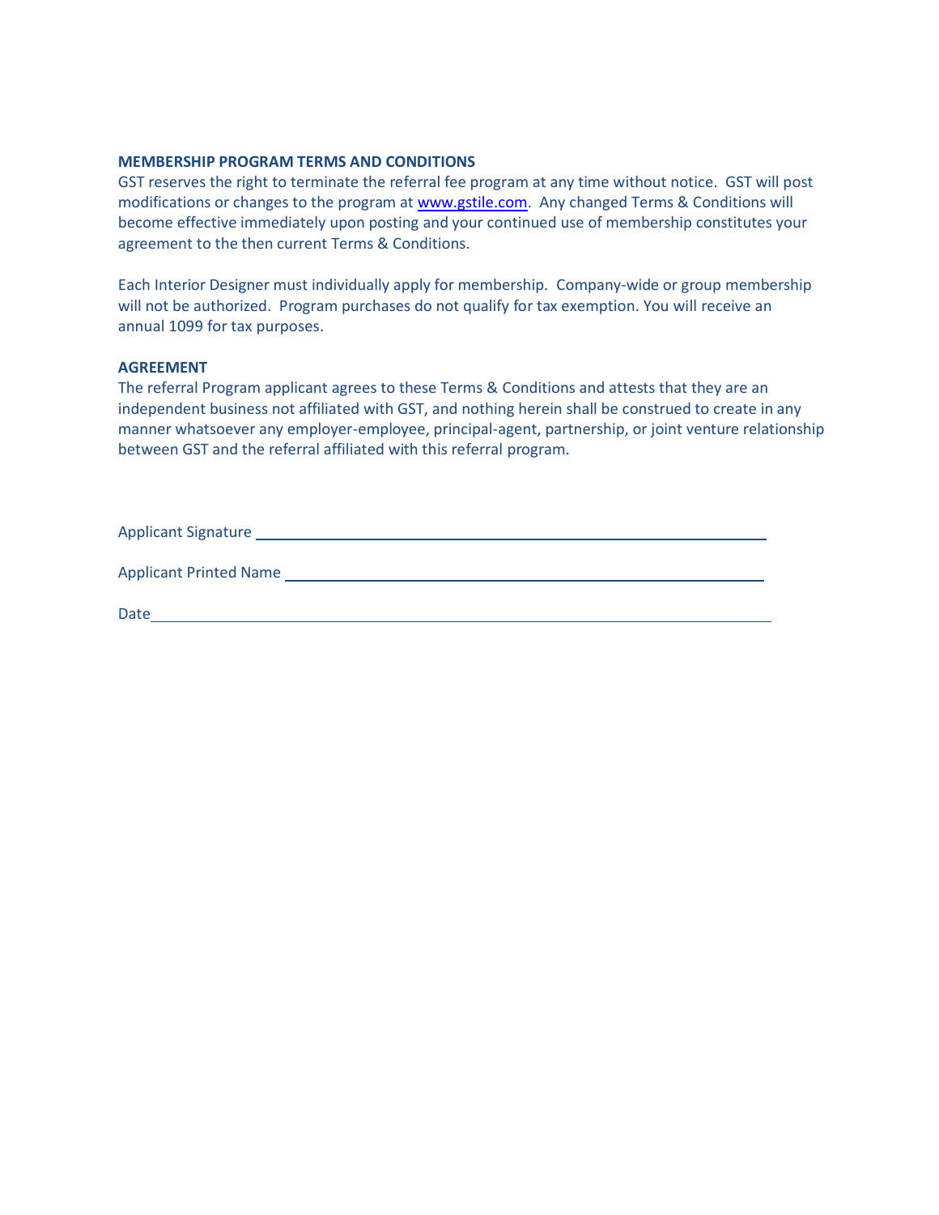**MEMBERSHIP PROGRAM TERMS AND CONDITIONS**

GST reserves the right to terminate the referral fee program at any time without notice. GST will post modifications or changes to the program at www.gstile.com. Any changed Terms & Conditions will become effective immediately upon posting and your continued use of membership constitutes your agreement to the then current Terms & Conditions.

Each Interior Designer must individually apply for membership. Company-wide or group membership will not be authorized. Program purchases do not qualify for tax exemption. You will receive an annual 1099 for tax purposes.

**AGREEMENT**

The referral Program applicant agrees to these Terms & Conditions and attests that they are an independent business not affiliated with GST, and nothing herein shall be construed to create in any manner whatsoever any employer-employee, principal-agent, partnership, or joint venture relationship between GST and the referral affiliated with this referral program.

Applicant Signature ______________________________________________

Applicant Printed Name ___________________________________________

Date ____________________________________________________________